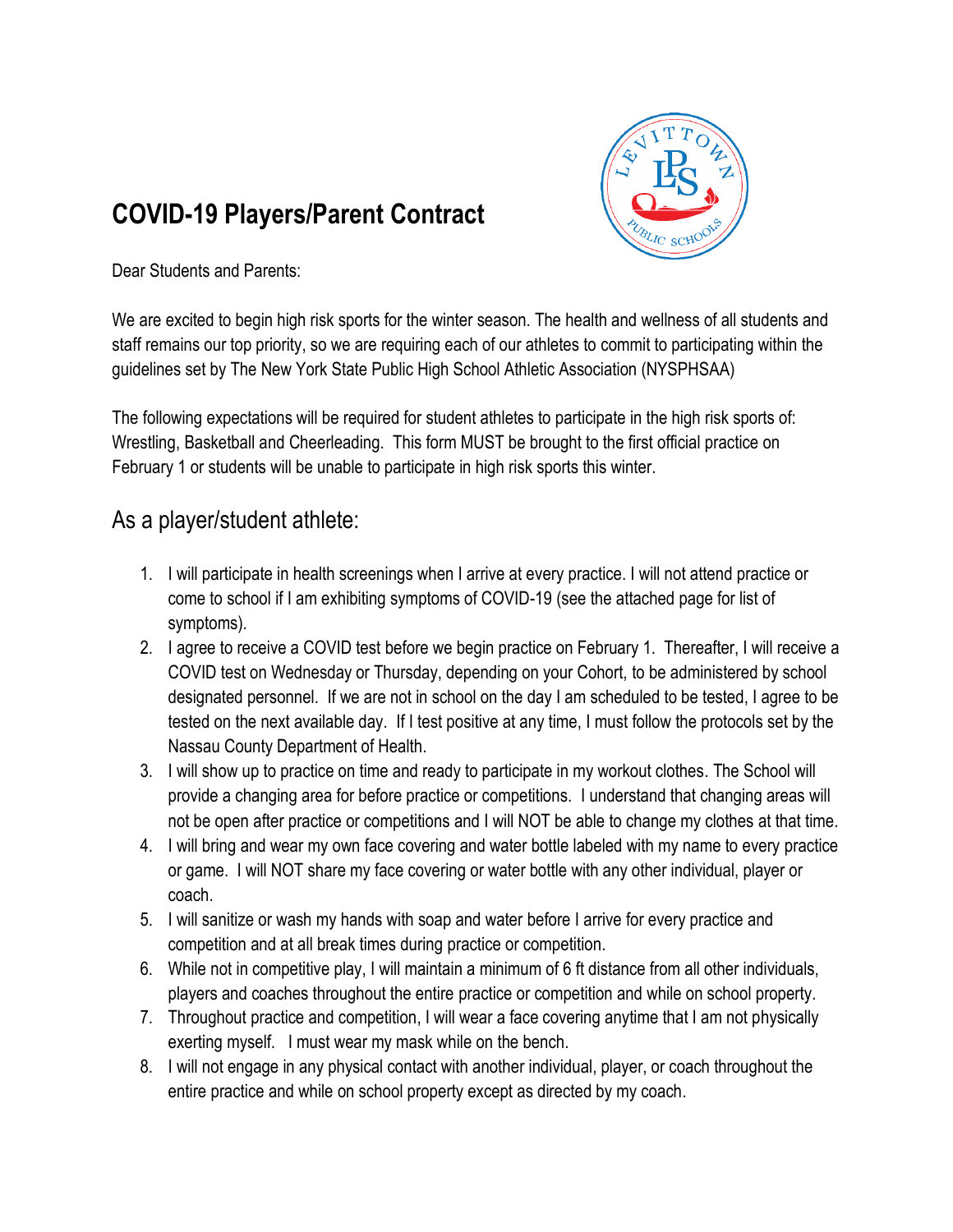# COVID-19 Players/Parent Contract

Dear Students and Parents:

We are excited to begin high risk sports for the winter season. The health and wellness of all students and staff remains our top priority, so we are requiring each of our athletes to commit to participating within the guidelines set by The New York State Public High School Athletic Association (NYSPHSAA)

The following expectations will be required for student athletes to participate in the high risk sports of: Wrestling, Basketball and Cheerleading. This form MUST be brought to the first official practice on February 1 or students will be unable to participate in high risk sports this winter.

## As a player/student athlete:

1. I will participate in health screenings when I arrive at every practice. I will not attend practice or come to school if I am exhibiting symptoms of COVID-19 (see the attached page for list of symptoms).
2. I agree to receive a COVID test before we begin practice on February 1. Thereafter, I will receive a COVID test on Wednesday or Thursday, depending on your Cohort, to be administered by school designated personnel. If we are not in school on the day I am scheduled to be tested, I agree to be tested on the next available day. If I test positive at any time, I must follow the protocols set by the Nassau County Department of Health.
3. I will show up to practice on time and ready to participate in my workout clothes. The School will provide a changing area for before practice or competitions. I understand that changing areas will not be open after practice or competitions and I will NOT be able to change my clothes at that time.
4. I will bring and wear my own face covering and water bottle labeled with my name to every practice or game. I will NOT share my face covering or water bottle with any other individual, player or coach.
5. I will sanitize or wash my hands with soap and water before I arrive for every practice and competition and at all break times during practice or competition.
6. While not in competitive play, I will maintain a minimum of 6 ft distance from all other individuals, players and coaches throughout the entire practice or competition and while on school property.
7. Throughout practice and competition, I will wear a face covering anytime that I am not physically exerting myself. I must wear my mask while on the bench.
8. I will not engage in any physical contact with another individual, player, or coach throughout the entire practice and while on school property except as directed by my coach.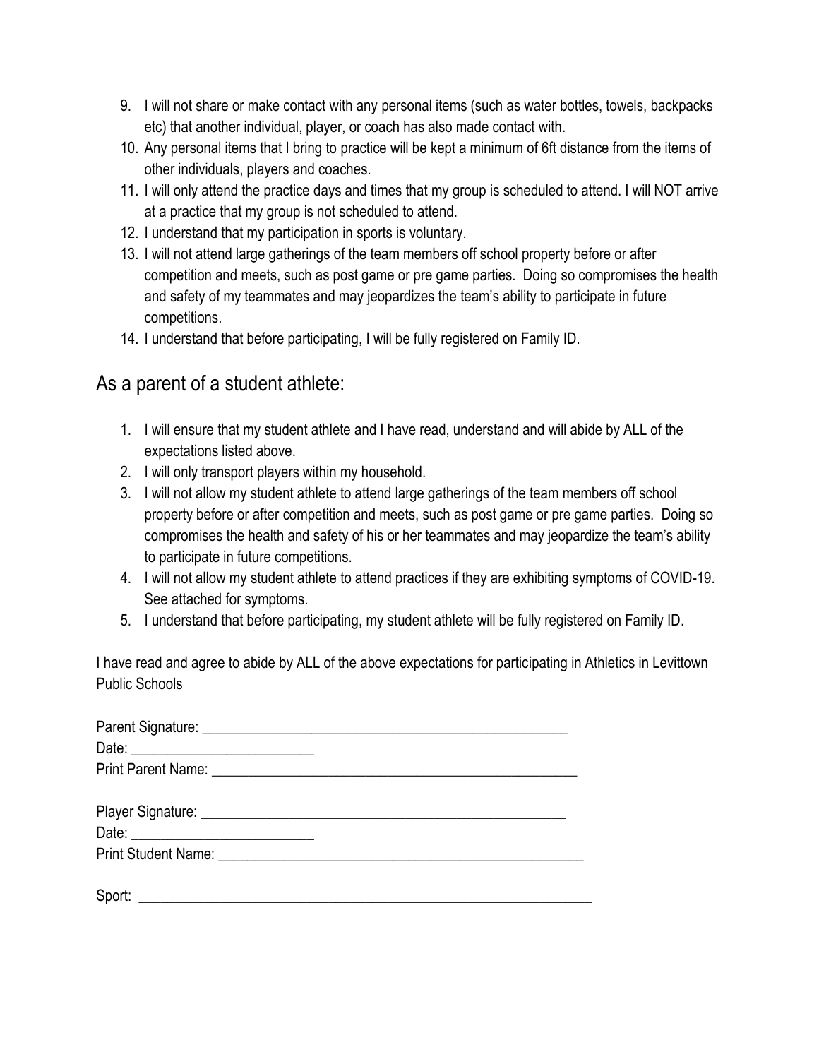9. I will not share or make contact with any personal items (such as water bottles, towels, backpacks etc) that another individual, player, or coach has also made contact with.
10. Any personal items that I bring to practice will be kept a minimum of 6ft distance from the items of other individuals, players and coaches.
11. I will only attend the practice days and times that my group is scheduled to attend. I will NOT arrive at a practice that my group is not scheduled to attend.
12. I understand that my participation in sports is voluntary.
13. I will not attend large gatherings of the team members off school property before or after competition and meets, such as post game or pre game parties. Doing so compromises the health and safety of my teammates and may jeopardizes the team's ability to participate in future competitions.
14. I understand that before participating, I will be fully registered on Family ID.

## As a parent of a student athlete:

1. I will ensure that my student athlete and I have read, understand and will abide by ALL of the expectations listed above.
2. I will only transport players within my household.
3. I will not allow my student athlete to attend large gatherings of the team members off school property before or after competition and meets, such as post game or pre game parties. Doing so compromises the health and safety of his or her teammates and may jeopardize the team's ability to participate in future competitions.
4. I will not allow my student athlete to attend practices if they are exhibiting symptoms of COVID-19. See attached for symptoms.
5. I understand that before participating, my student athlete will be fully registered on Family ID.

I have read and agree to abide by ALL of the above expectations for participating in Athletics in Levittown Public Schools

Parent Signature: ____________________________________________________

Date: _________________________

Print Parent Name: ____________________________________________________

Player Signature: ____________________________________________________

Date: _________________________

Print Student Name: ____________________________________________________

Sport: _________________________________________________________________